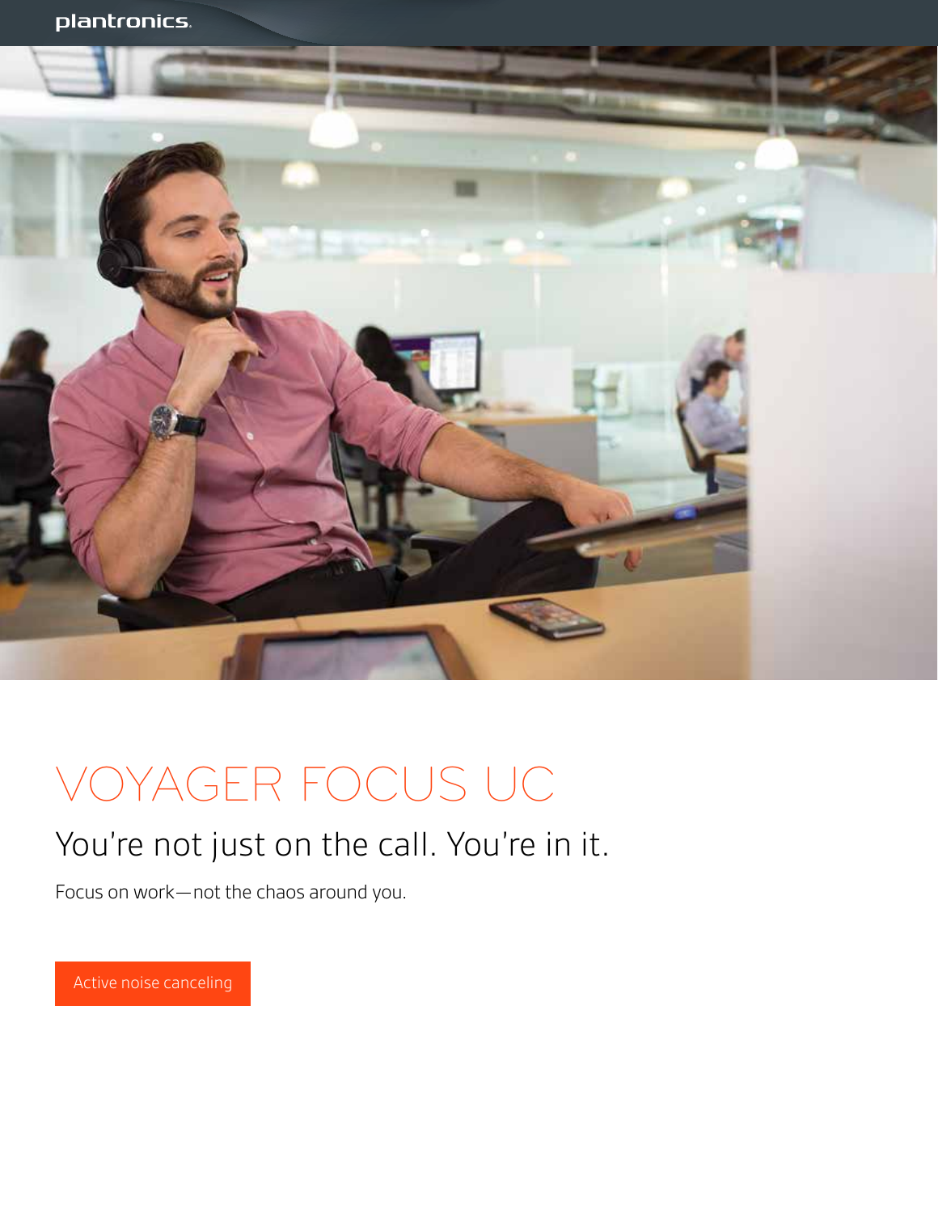plantronics.

# VOYAGER FOCUS UC

## You're not just on the call. You're in it.

Focus on work—not the chaos around you.

Active noise canceling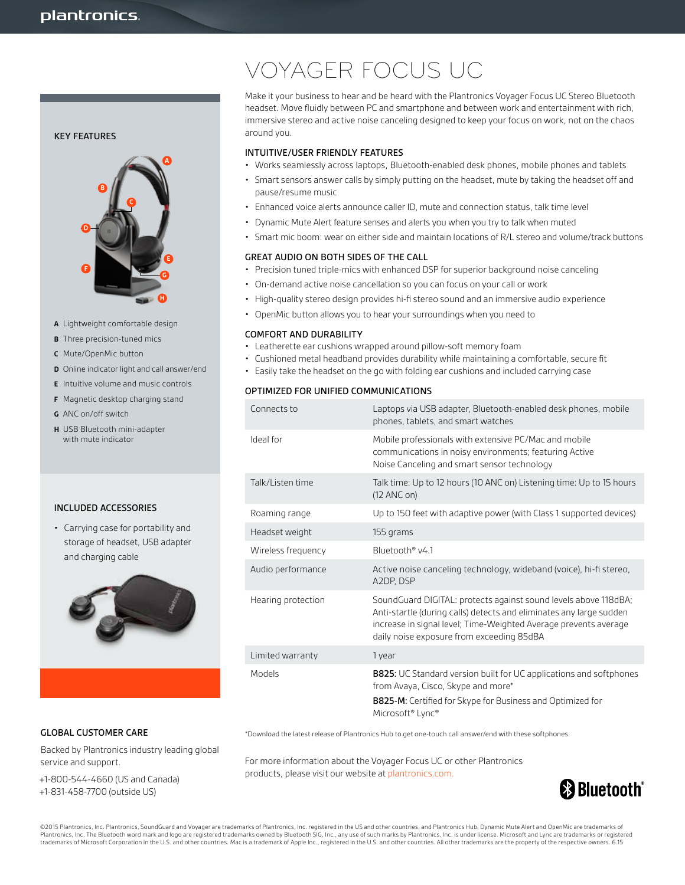# VOYAGER FOCUS UC

Make it your business to hear and be heard with the Plantronics Voyager Focus UC Stereo Bluetooth headset. Move fluidly between PC and smartphone and between work and entertainment with rich, immersive stereo and active noise canceling designed to keep your focus on work, not on the chaos around you.

## KEY FEATURES

- **A** Lightweight comfortable design
- **B** Three precision-tuned mics
- **C** Mute/OpenMic button
- **D** Online indicator light and call answer/end
- **E** Intuitive volume and music controls
- **F** Magnetic desktop charging stand
- **G** ANC on/off switch
- **H** USB Bluetooth mini-adapter with mute indicator

## INCLUDED ACCESSORIES

- Carrying case for portability and storage of headset, USB adapter and charging cable

## INTUITIVE/USER FRIENDLY FEATURES

- Works seamlessly across laptops, Bluetooth-enabled desk phones, mobile phones and tablets
- Smart sensors answer calls by simply putting on the headset, mute by taking the headset off and pause/resume music
- Enhanced voice alerts announce caller ID, mute and connection status, talk time level
- Dynamic Mute Alert feature senses and alerts you when you try to talk when muted
- Smart mic boom: wear on either side and maintain locations of R/L stereo and volume/track buttons

## GREAT AUDIO ON BOTH SIDES OF THE CALL

- Precision tuned triple-mics with enhanced DSP for superior background noise canceling
- On-demand active noise cancellation so you can focus on your call or work
- High-quality stereo design provides hi-fi stereo sound and an immersive audio experience
- OpenMic button allows you to hear your surroundings when you need to

## COMFORT AND DURABILITY

- Leatherette ear cushions wrapped around pillow-soft memory foam
- Cushioned metal headband provides durability while maintaining a comfortable, secure fit
- Easily take the headset on the go with folding ear cushions and included carrying case

## OPTIMIZED FOR UNIFIED COMMUNICATIONS

| | |
|---|---|
| Connects to | Laptops via USB adapter, Bluetooth-enabled desk phones, mobile phones, tablets, and smart watches |
| Ideal for | Mobile professionals with extensive PC/Mac and mobile communications in noisy environments; featuring Active Noise Canceling and smart sensor technology |
| Talk/Listen time | Talk time: Up to 12 hours (10 ANC on) Listening time: Up to 15 hours (12 ANC on) |
| Roaming range | Up to 150 feet with adaptive power (with Class 1 supported devices) |
| Headset weight | 155 grams |
| Wireless frequency | Bluetooth® v4.1 |
| Audio performance | Active noise canceling technology, wideband (voice), hi-fi stereo, A2DP, DSP |
| Hearing protection | SoundGuard DIGITAL: protects against sound levels above 118dBA; Anti-startle (during calls) detects and eliminates any large sudden increase in signal level; Time-Weighted Average prevents average daily noise exposure from exceeding 85dBA |
| Limited warranty | 1 year |
| Models | **B825:** UC Standard version built for UC applications and softphones from Avaya, Cisco, Skype and more* <br> **B825-M:** Certified for Skype for Business and Optimized for Microsoft® Lync® |

*Download the latest release of Plantronics Hub to get one-touch call answer/end with these softphones.

## GLOBAL CUSTOMER CARE

Backed by Plantronics industry leading global service and support.

+1-800-544-4660 (US and Canada)
+1-831-458-7700 (outside US)

For more information about the Voyager Focus UC or other Plantronics products, please visit our website at plantronics.com.

©2015 Plantronics, Inc. Plantronics, SoundGuard and Voyager are trademarks of Plantronics, Inc. registered in the US and other countries, and Plantronics Hub, Dynamic Mute Alert and OpenMic are trademarks of Plantronics, Inc. The Bluetooth word mark and logo are registered trademarks owned by Bluetooth SIG, Inc., any use of such marks by Plantronics, Inc. is under license. Microsoft and Lync are trademarks or registered trademarks of Microsoft Corporation in the U.S. and other countries. Mac is a trademark of Apple Inc., registered in the U.S. and other countries. All other trademarks are the property of the respective owners. 6.15